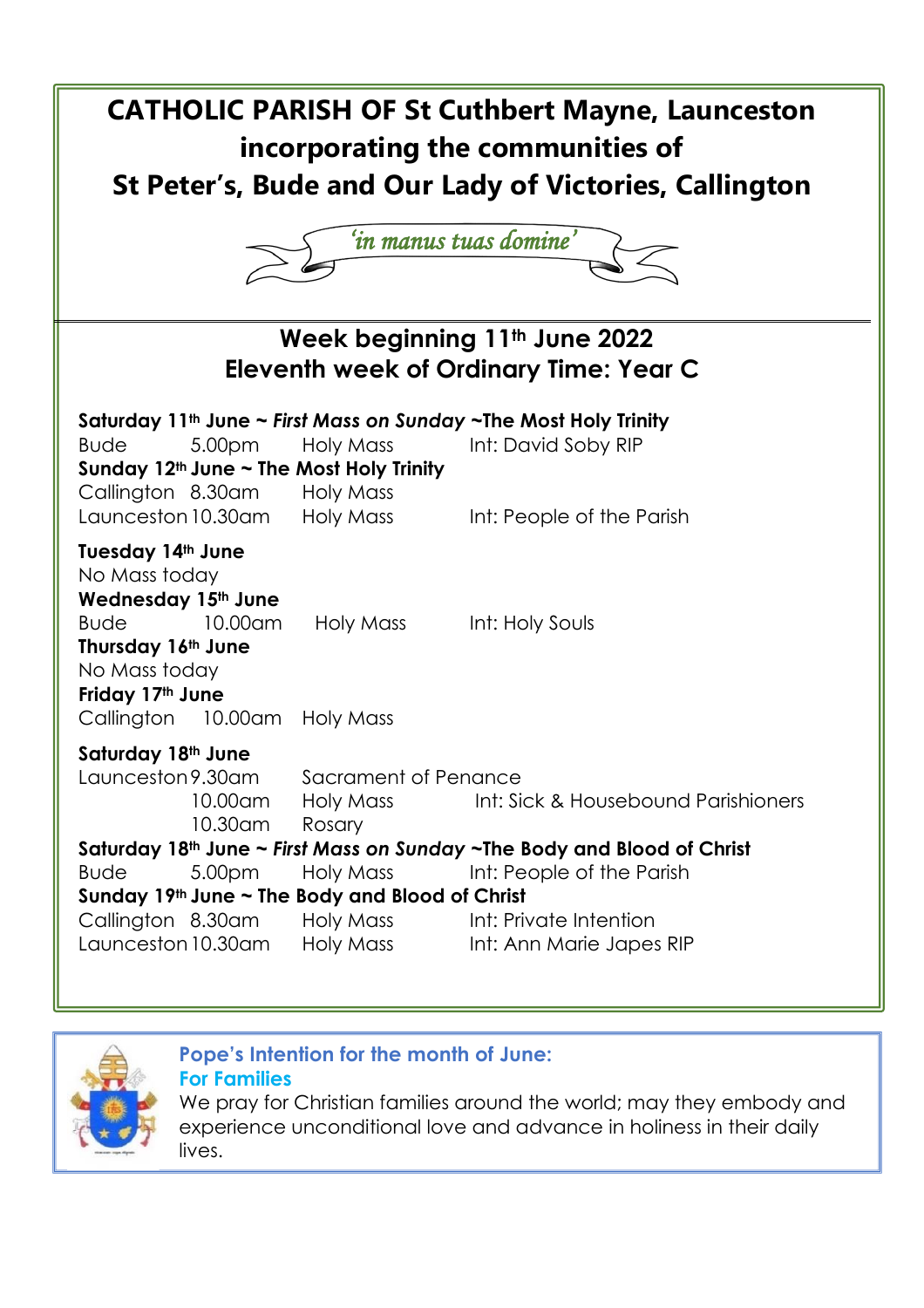# CATHOLIC PARISH OF St Cuthbert Mayne, Launceston incorporating the communities of St Peter's, Bude and Our Lady of Victories, Callington

*'in manus tuas domine'*

## Week beginning 11th June 2022
## Eleventh week of Ordinary Time: Year C

**Saturday 11th June ~ *First Mass on Sunday* ~The Most Holy Trinity**
Bude 5.00pm Holy Mass Int: David Soby RIP

**Sunday 12th June ~ The Most Holy Trinity**
Callington 8.30am Holy Mass
Launceston 10.30am Holy Mass Int: People of the Parish

**Tuesday 14th June**
No Mass today

**Wednesday 15th June**
Bude 10.00am Holy Mass Int: Holy Souls

**Thursday 16th June**
No Mass today

**Friday 17th June**
Callington 10.00am Holy Mass

**Saturday 18th June**
Launceston 9.30am Sacrament of Penance
10.00am Holy Mass Int: Sick & Housebound Parishioners
10.30am Rosary

**Saturday 18th June ~ *First Mass on Sunday* ~The Body and Blood of Christ**
Bude 5.00pm Holy Mass Int: People of the Parish

**Sunday 19th June ~ The Body and Blood of Christ**
Callington 8.30am Holy Mass Int: Private Intention
Launceston 10.30am Holy Mass Int: Ann Marie Japes RIP

**Pope's Intention for the month of June:**
**For Families**
We pray for Christian families around the world; may they embody and experience unconditional love and advance in holiness in their daily lives.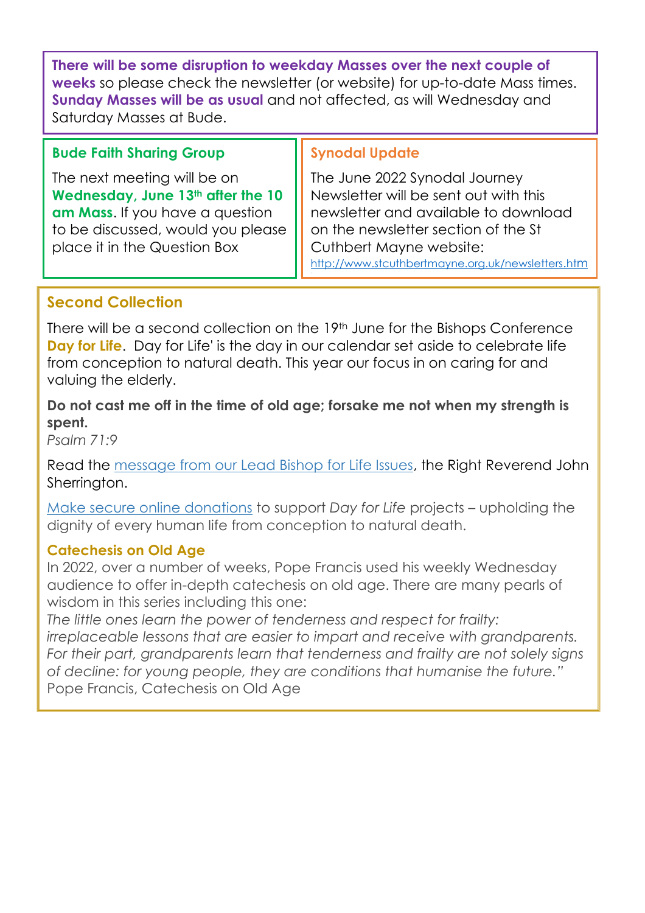**There will be some disruption to weekday Masses over the next couple of weeks** so please check the newsletter (or website) for up-to-date Mass times. **Sunday Masses will be as usual** and not affected, as will Wednesday and Saturday Masses at Bude.

## Bude Faith Sharing Group

The next meeting will be on **Wednesday, June 13th after the 10 am Mass**. If you have a question to be discussed, would you please place it in the Question Box

## Synodal Update

The June 2022 Synodal Journey Newsletter will be sent out with this newsletter and available to download on the newsletter section of the St Cuthbert Mayne website: http://www.stcuthbertmayne.org.uk/newsletters.htm

## Second Collection

There will be a second collection on the 19th June for the Bishops Conference **Day for Life**. Day for Life' is the day in our calendar set aside to celebrate life from conception to natural death. This year our focus in on caring for and valuing the elderly.

**Do not cast me off in the time of old age; forsake me not when my strength is spent.**
*Psalm 71:9*

Read the message from our Lead Bishop for Life Issues, the Right Reverend John Sherrington.

Make secure online donations to support *Day for Life* projects – upholding the dignity of every human life from conception to natural death.

### Catechesis on Old Age

In 2022, over a number of weeks, Pope Francis used his weekly Wednesday audience to offer in-depth catechesis on old age. There are many pearls of wisdom in this series including this one:
*The little ones learn the power of tenderness and respect for frailty: irreplaceable lessons that are easier to impart and receive with grandparents. For their part, grandparents learn that tenderness and frailty are not solely signs of decline: for young people, they are conditions that humanise the future."*
Pope Francis, Catechesis on Old Age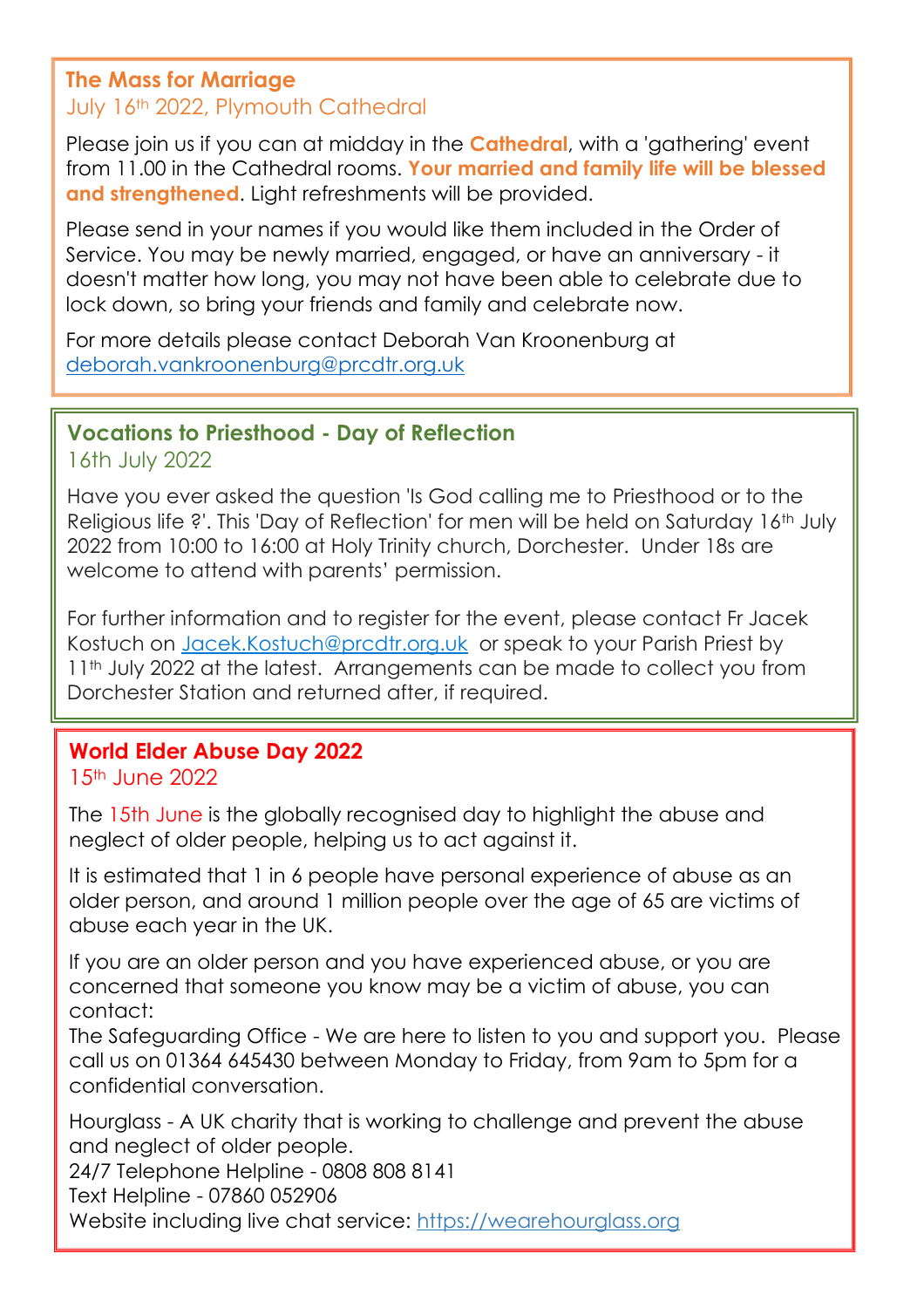## The Mass for Marriage

July 16th 2022, Plymouth Cathedral

Please join us if you can at midday in the **Cathedral**, with a 'gathering' event from 11.00 in the Cathedral rooms. **Your married and family life will be blessed and strengthened**. Light refreshments will be provided.

Please send in your names if you would like them included in the Order of Service. You may be newly married, engaged, or have an anniversary - it doesn't matter how long, you may not have been able to celebrate due to lock down, so bring your friends and family and celebrate now.

For more details please contact Deborah Van Kroonenburg at deborah.vankroonenburg@prcdtr.org.uk

## Vocations to Priesthood - Day of Reflection

16th July 2022

Have you ever asked the question 'Is God calling me to Priesthood or to the Religious life ?'. This 'Day of Reflection' for men will be held on Saturday 16th July 2022 from 10:00 to 16:00 at Holy Trinity church, Dorchester. Under 18s are welcome to attend with parents' permission.

For further information and to register for the event, please contact Fr Jacek Kostuch on Jacek.Kostuch@prcdtr.org.uk or speak to your Parish Priest by 11th July 2022 at the latest. Arrangements can be made to collect you from Dorchester Station and returned after, if required.

## World Elder Abuse Day 2022

15th June 2022

The 15th June is the globally recognised day to highlight the abuse and neglect of older people, helping us to act against it.

It is estimated that 1 in 6 people have personal experience of abuse as an older person, and around 1 million people over the age of 65 are victims of abuse each year in the UK.

If you are an older person and you have experienced abuse, or you are concerned that someone you know may be a victim of abuse, you can contact:
The Safeguarding Office - We are here to listen to you and support you. Please call us on 01364 645430 between Monday to Friday, from 9am to 5pm for a confidential conversation.

Hourglass - A UK charity that is working to challenge and prevent the abuse and neglect of older people.
24/7 Telephone Helpline - 0808 808 8141
Text Helpline - 07860 052906
Website including live chat service: https://wearehourglass.org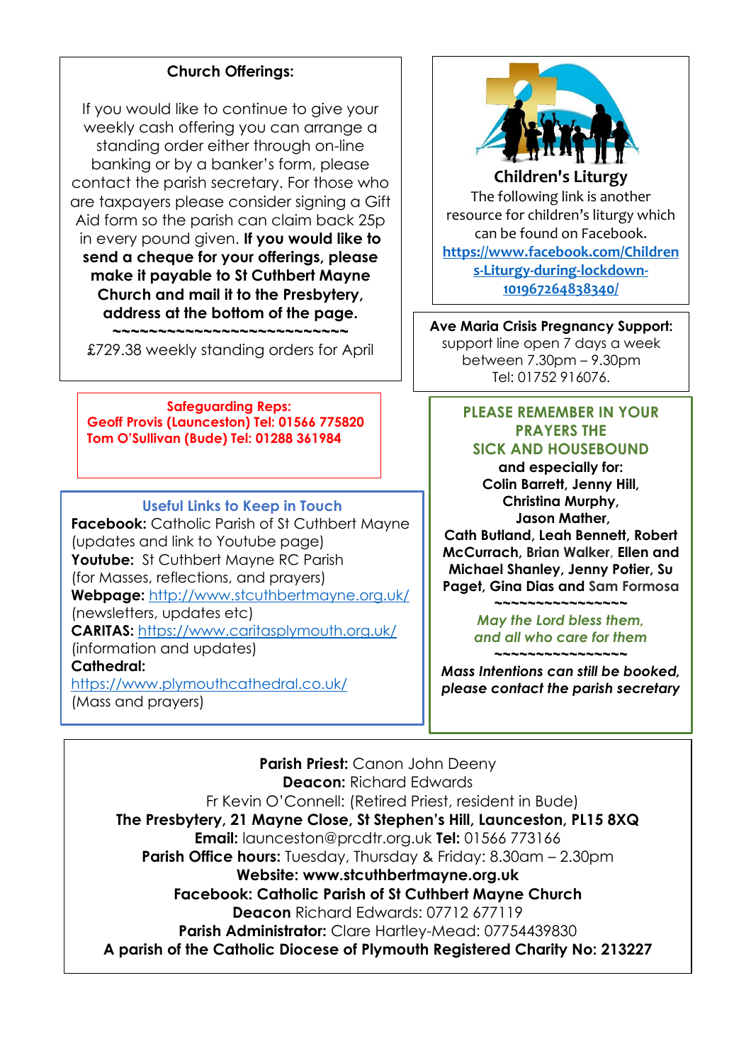## Church Offerings:

If you would like to continue to give your weekly cash offering you can arrange a standing order either through on-line banking or by a banker's form, please contact the parish secretary. For those who are taxpayers please consider signing a Gift Aid form so the parish can claim back 25p in every pound given. **If you would like to send a cheque for your offerings, please make it payable to St Cuthbert Mayne Church and mail it to the Presbytery, address at the bottom of the page.**

~~~~~~~~~~~~~~~~~~~~~~~~~~~

£729.38 weekly standing orders for April

**Safeguarding Reps:**
**Geoff Provis (Launceston) Tel: 01566 775820**
**Tom O'Sullivan (Bude) Tel: 01288 361984**

### Useful Links to Keep in Touch

**Facebook:** Catholic Parish of St Cuthbert Mayne (updates and link to Youtube page)
**Youtube:** St Cuthbert Mayne RC Parish (for Masses, reflections, and prayers)
**Webpage:** http://www.stcuthbertmayne.org.uk/ (newsletters, updates etc)
**CARITAS:** https://www.caritasplymouth.org.uk/ (information and updates)
**Cathedral:**
https://www.plymouthcathedral.co.uk/ (Mass and prayers)

## Children's Liturgy

The following link is another resource for children's liturgy which can be found on Facebook.
https://www.facebook.com/Childrens-Liturgy-during-lockdown-101967264838340/

**Ave Maria Crisis Pregnancy Support:** support line open 7 days a week between 7.30pm – 9.30pm Tel: 01752 916076.

### PLEASE REMEMBER IN YOUR PRAYERS THE SICK AND HOUSEBOUND

**and especially for:**
**Colin Barrett, Jenny Hill, Christina Murphy, Jason Mather,**
**Cath Butland, Leah Bennett, Robert McCurrach, Brian Walker, Ellen and Michael Shanley, Jenny Potier, Su Paget, Gina Dias and Sam Formosa**

~~~~~~~~~~~~~~~~

*May the Lord bless them, and all who care for them*

~~~~~~~~~~~~~~~~

***Mass Intentions can still be booked, please contact the parish secretary***

**Parish Priest:** Canon John Deeny
**Deacon:** Richard Edwards
Fr Kevin O'Connell: (Retired Priest, resident in Bude)
**The Presbytery, 21 Mayne Close, St Stephen's Hill, Launceston, PL15 8XQ**
**Email:** launceston@prcdtr.org.uk **Tel:** 01566 773166
**Parish Office hours:** Tuesday, Thursday & Friday: 8.30am – 2.30pm
**Website: www.stcuthbertmayne.org.uk**
**Facebook: Catholic Parish of St Cuthbert Mayne Church**
**Deacon** Richard Edwards: 07712 677119
**Parish Administrator:** Clare Hartley-Mead: 07754439830
**A parish of the Catholic Diocese of Plymouth Registered Charity No: 213227**